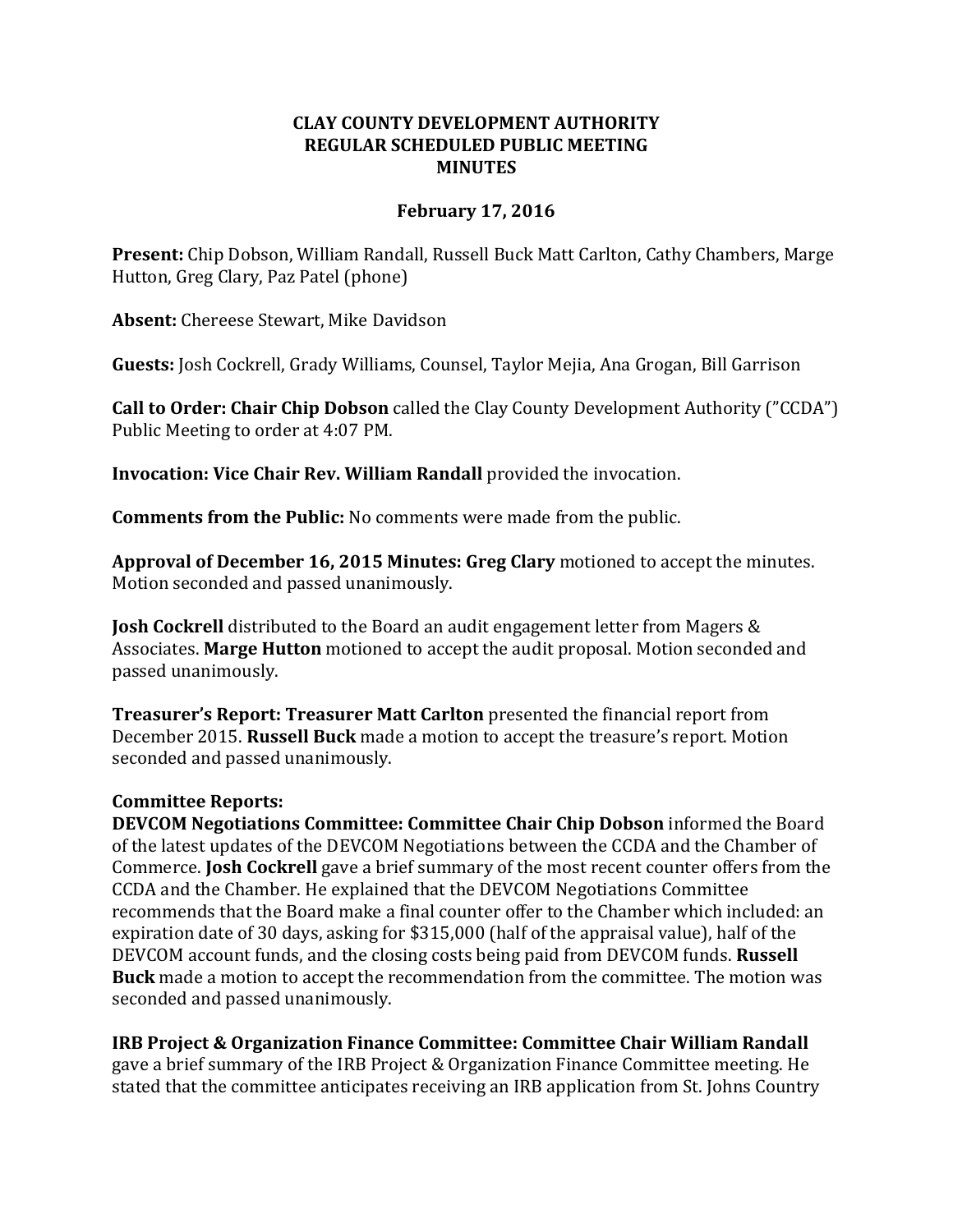**CLAY COUNTY DEVELOPMENT AUTHORITY**
**REGULAR SCHEDULED PUBLIC MEETING**
**MINUTES**

**February 17, 2016**

**Present:** Chip Dobson, William Randall, Russell Buck Matt Carlton, Cathy Chambers, Marge Hutton, Greg Clary, Paz Patel (phone)

**Absent:** Chereese Stewart, Mike Davidson

**Guests:** Josh Cockrell, Grady Williams, Counsel, Taylor Mejia, Ana Grogan, Bill Garrison

**Call to Order: Chair Chip Dobson** called the Clay County Development Authority ("CCDA") Public Meeting to order at 4:07 PM.

**Invocation: Vice Chair Rev. William Randall** provided the invocation.

**Comments from the Public:** No comments were made from the public.

**Approval of December 16, 2015 Minutes: Greg Clary** motioned to accept the minutes. Motion seconded and passed unanimously.

**Josh Cockrell** distributed to the Board an audit engagement letter from Magers & Associates. **Marge Hutton** motioned to accept the audit proposal. Motion seconded and passed unanimously.

**Treasurer's Report: Treasurer Matt Carlton** presented the financial report from December 2015. **Russell Buck** made a motion to accept the treasure's report. Motion seconded and passed unanimously.

**Committee Reports:**
**DEVCOM Negotiations Committee: Committee Chair Chip Dobson** informed the Board of the latest updates of the DEVCOM Negotiations between the CCDA and the Chamber of Commerce. **Josh Cockrell** gave a brief summary of the most recent counter offers from the CCDA and the Chamber. He explained that the DEVCOM Negotiations Committee recommends that the Board make a final counter offer to the Chamber which included: an expiration date of 30 days, asking for $315,000 (half of the appraisal value), half of the DEVCOM account funds, and the closing costs being paid from DEVCOM funds. **Russell Buck** made a motion to accept the recommendation from the committee. The motion was seconded and passed unanimously.

**IRB Project & Organization Finance Committee: Committee Chair William Randall** gave a brief summary of the IRB Project & Organization Finance Committee meeting. He stated that the committee anticipates receiving an IRB application from St. Johns Country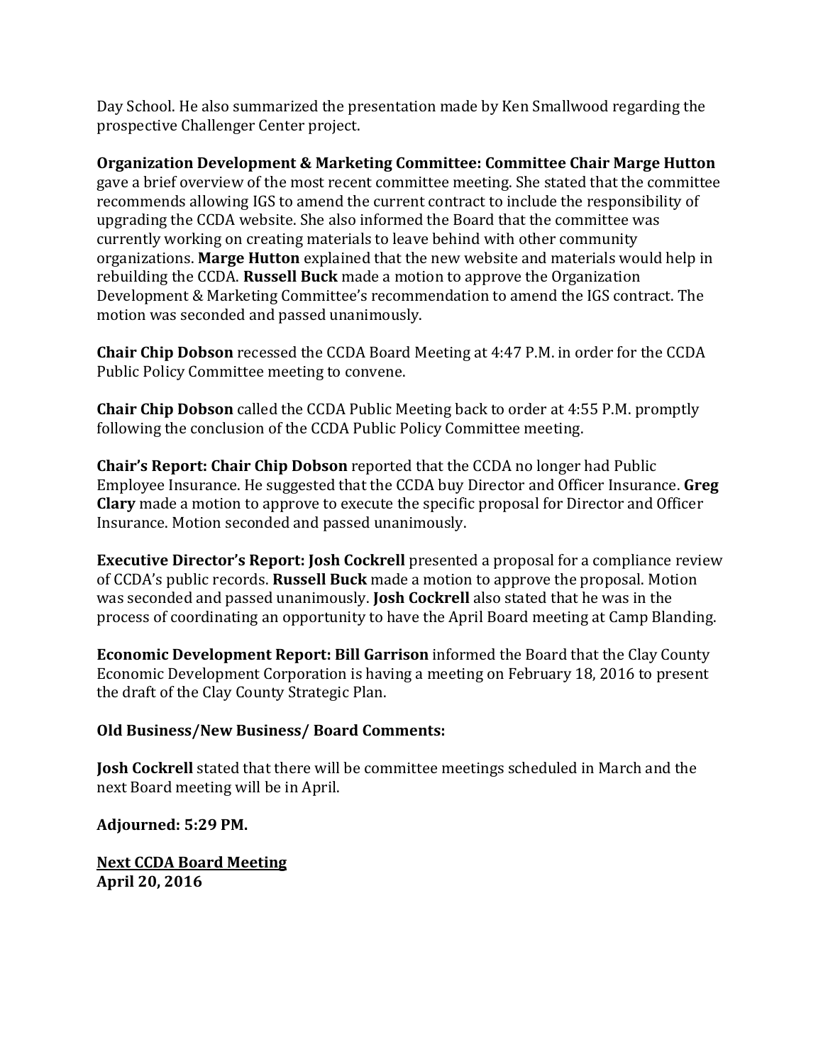Day School. He also summarized the presentation made by Ken Smallwood regarding the prospective Challenger Center project.

**Organization Development & Marketing Committee: Committee Chair Marge Hutton** gave a brief overview of the most recent committee meeting. She stated that the committee recommends allowing IGS to amend the current contract to include the responsibility of upgrading the CCDA website. She also informed the Board that the committee was currently working on creating materials to leave behind with other community organizations. **Marge Hutton** explained that the new website and materials would help in rebuilding the CCDA. **Russell Buck** made a motion to approve the Organization Development & Marketing Committee's recommendation to amend the IGS contract. The motion was seconded and passed unanimously.

**Chair Chip Dobson** recessed the CCDA Board Meeting at 4:47 P.M. in order for the CCDA Public Policy Committee meeting to convene.

**Chair Chip Dobson** called the CCDA Public Meeting back to order at 4:55 P.M. promptly following the conclusion of the CCDA Public Policy Committee meeting.

**Chair's Report: Chair Chip Dobson** reported that the CCDA no longer had Public Employee Insurance. He suggested that the CCDA buy Director and Officer Insurance. **Greg Clary** made a motion to approve to execute the specific proposal for Director and Officer Insurance. Motion seconded and passed unanimously.

**Executive Director's Report: Josh Cockrell** presented a proposal for a compliance review of CCDA's public records. **Russell Buck** made a motion to approve the proposal. Motion was seconded and passed unanimously. **Josh Cockrell** also stated that he was in the process of coordinating an opportunity to have the April Board meeting at Camp Blanding.

**Economic Development Report: Bill Garrison** informed the Board that the Clay County Economic Development Corporation is having a meeting on February 18, 2016 to present the draft of the Clay County Strategic Plan.

**Old Business/New Business/ Board Comments:**

**Josh Cockrell** stated that there will be committee meetings scheduled in March and the next Board meeting will be in April.

**Adjourned: 5:29 PM.**

**Next CCDA Board Meeting**
**April 20, 2016**